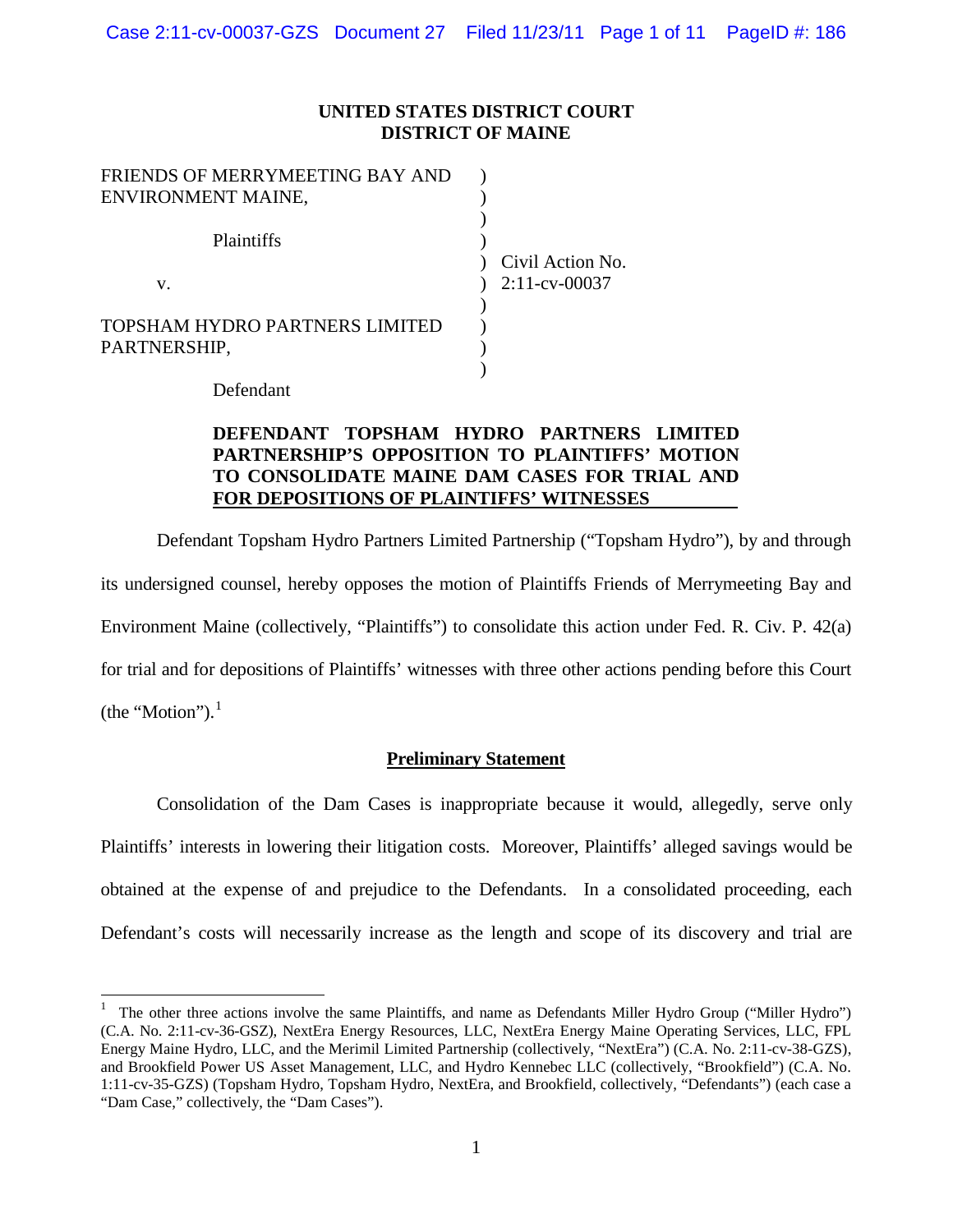**UNITED STATES DISTRICT COURT**
**DISTRICT OF MAINE**

| | | |
|---|---|---|
| FRIENDS OF MERRYMEETING BAY AND ENVIRONMENT MAINE, | ) | |
| Plaintiffs | ) | |
| v. | ) | Civil Action No. 2:11-cv-00037 |
| TOPSHAM HYDRO PARTNERS LIMITED PARTNERSHIP, | ) | |
| Defendant | ) | |

**DEFENDANT TOPSHAM HYDRO PARTNERS LIMITED PARTNERSHIP'S OPPOSITION TO PLAINTIFFS' MOTION TO CONSOLIDATE MAINE DAM CASES FOR TRIAL AND FOR DEPOSITIONS OF PLAINTIFFS' WITNESSES**

Defendant Topsham Hydro Partners Limited Partnership ("Topsham Hydro"), by and through its undersigned counsel, hereby opposes the motion of Plaintiffs Friends of Merrymeeting Bay and Environment Maine (collectively, "Plaintiffs") to consolidate this action under Fed. R. Civ. P. 42(a) for trial and for depositions of Plaintiffs' witnesses with three other actions pending before this Court (the "Motion").[1]

## Preliminary Statement

Consolidation of the Dam Cases is inappropriate because it would, allegedly, serve only Plaintiffs' interests in lowering their litigation costs. Moreover, Plaintiffs' alleged savings would be obtained at the expense of and prejudice to the Defendants. In a consolidated proceeding, each Defendant's costs will necessarily increase as the length and scope of its discovery and trial are

---

[1] The other three actions involve the same Plaintiffs, and name as Defendants Miller Hydro Group ("Miller Hydro") (C.A. No. 2:11-cv-36-GSZ), NextEra Energy Resources, LLC, NextEra Energy Maine Operating Services, LLC, FPL Energy Maine Hydro, LLC, and the Merimil Limited Partnership (collectively, "NextEra") (C.A. No. 2:11-cv-38-GZS), and Brookfield Power US Asset Management, LLC, and Hydro Kennebec LLC (collectively, "Brookfield") (C.A. No. 1:11-cv-35-GZS) (Topsham Hydro, Topsham Hydro, NextEra, and Brookfield, collectively, "Defendants") (each case a "Dam Case," collectively, the "Dam Cases").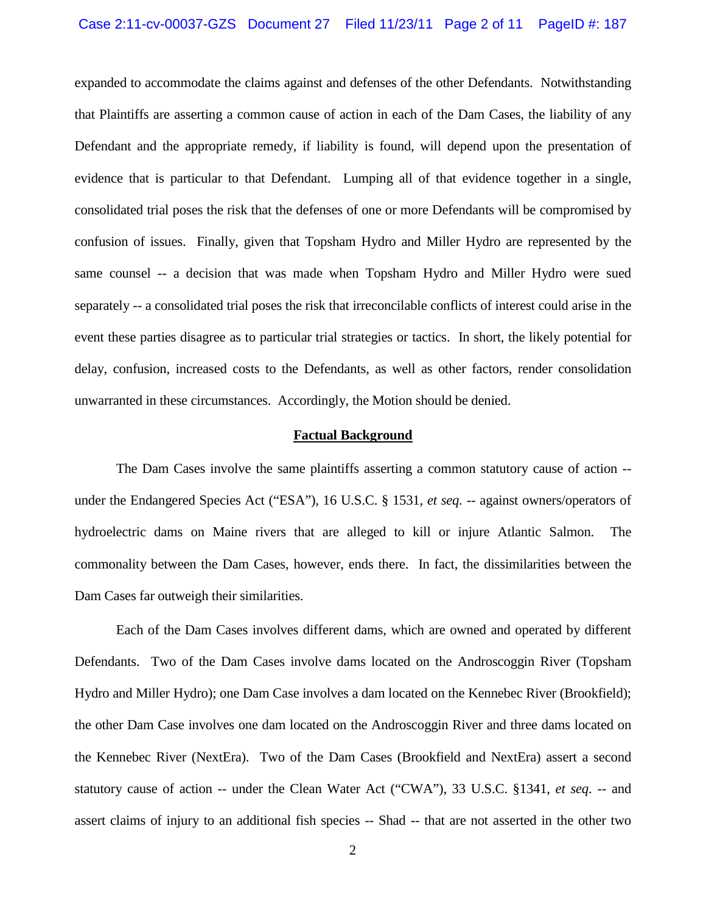expanded to accommodate the claims against and defenses of the other Defendants. Notwithstanding that Plaintiffs are asserting a common cause of action in each of the Dam Cases, the liability of any Defendant and the appropriate remedy, if liability is found, will depend upon the presentation of evidence that is particular to that Defendant. Lumping all of that evidence together in a single, consolidated trial poses the risk that the defenses of one or more Defendants will be compromised by confusion of issues. Finally, given that Topsham Hydro and Miller Hydro are represented by the same counsel -- a decision that was made when Topsham Hydro and Miller Hydro were sued separately -- a consolidated trial poses the risk that irreconcilable conflicts of interest could arise in the event these parties disagree as to particular trial strategies or tactics. In short, the likely potential for delay, confusion, increased costs to the Defendants, as well as other factors, render consolidation unwarranted in these circumstances. Accordingly, the Motion should be denied.

## Factual Background

The Dam Cases involve the same plaintiffs asserting a common statutory cause of action -- under the Endangered Species Act ("ESA"), 16 U.S.C. § 1531, *et seq.* -- against owners/operators of hydroelectric dams on Maine rivers that are alleged to kill or injure Atlantic Salmon. The commonality between the Dam Cases, however, ends there. In fact, the dissimilarities between the Dam Cases far outweigh their similarities.

Each of the Dam Cases involves different dams, which are owned and operated by different Defendants. Two of the Dam Cases involve dams located on the Androscoggin River (Topsham Hydro and Miller Hydro); one Dam Case involves a dam located on the Kennebec River (Brookfield); the other Dam Case involves one dam located on the Androscoggin River and three dams located on the Kennebec River (NextEra). Two of the Dam Cases (Brookfield and NextEra) assert a second statutory cause of action -- under the Clean Water Act ("CWA"), 33 U.S.C. §1341, *et seq.* -- and assert claims of injury to an additional fish species -- Shad -- that are not asserted in the other two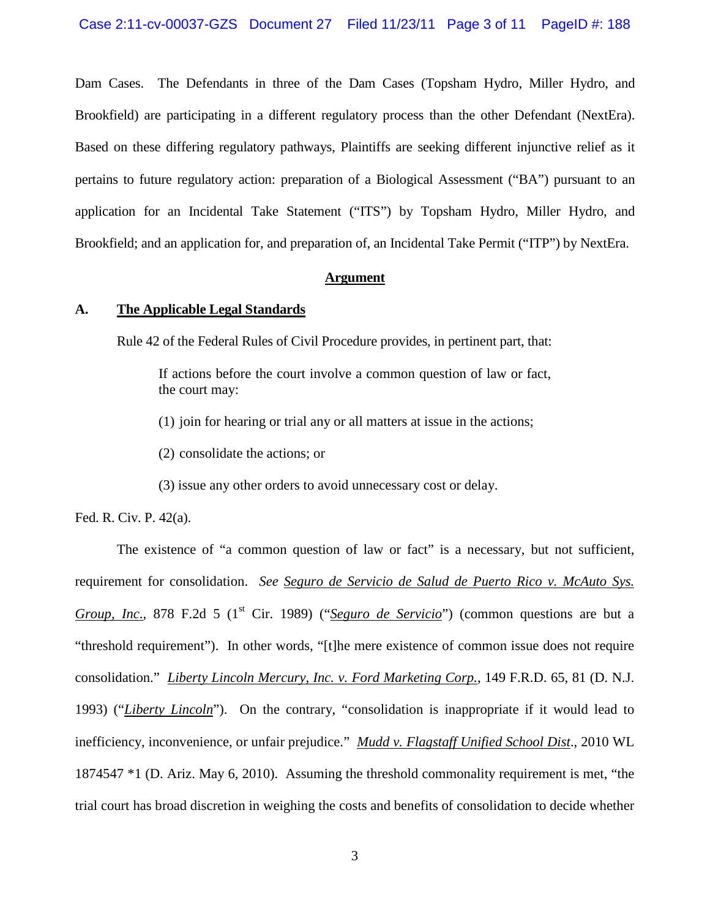Dam Cases. The Defendants in three of the Dam Cases (Topsham Hydro, Miller Hydro, and Brookfield) are participating in a different regulatory process than the other Defendant (NextEra). Based on these differing regulatory pathways, Plaintiffs are seeking different injunctive relief as it pertains to future regulatory action: preparation of a Biological Assessment ("BA") pursuant to an application for an Incidental Take Statement ("ITS") by Topsham Hydro, Miller Hydro, and Brookfield; and an application for, and preparation of, an Incidental Take Permit ("ITP") by NextEra.

## Argument

### A. The Applicable Legal Standards

Rule 42 of the Federal Rules of Civil Procedure provides, in pertinent part, that:

> If actions before the court involve a common question of law or fact, the court may:
>
> (1) join for hearing or trial any or all matters at issue in the actions;
>
> (2) consolidate the actions; or
>
> (3) issue any other orders to avoid unnecessary cost or delay.

Fed. R. Civ. P. 42(a).

The existence of "a common question of law or fact" is a necessary, but not sufficient, requirement for consolidation. *See* Seguro de Servicio de Salud de Puerto Rico v. McAuto Sys. Group, Inc., 878 F.2d 5 (1st Cir. 1989) ("*Seguro de Servicio*") (common questions are but a "threshold requirement"). In other words, "[t]he mere existence of common issue does not require consolidation." *Liberty Lincoln Mercury, Inc. v. Ford Marketing Corp.*, 149 F.R.D. 65, 81 (D. N.J. 1993) ("*Liberty Lincoln*"). On the contrary, "consolidation is inappropriate if it would lead to inefficiency, inconvenience, or unfair prejudice." *Mudd v. Flagstaff Unified School Dist*., 2010 WL 1874547 *1 (D. Ariz. May 6, 2010). Assuming the threshold commonality requirement is met, "the trial court has broad discretion in weighing the costs and benefits of consolidation to decide whether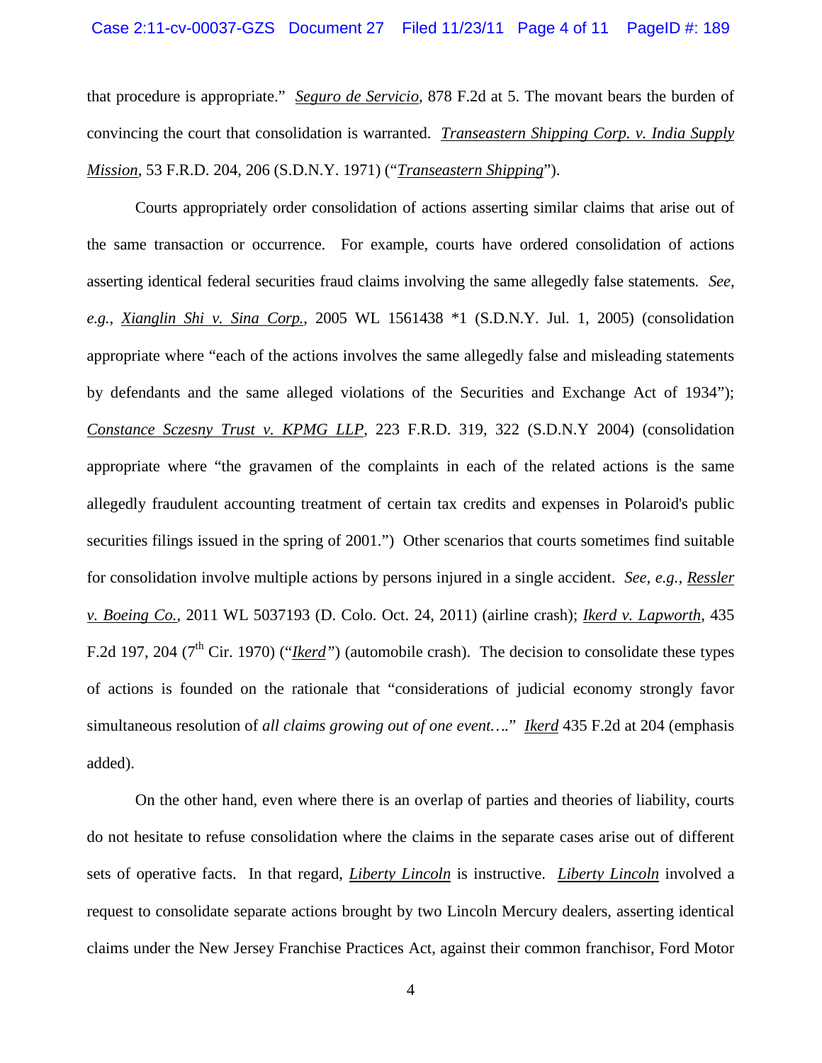that procedure is appropriate." *Seguro de Servicio*, 878 F.2d at 5. The movant bears the burden of convincing the court that consolidation is warranted. *Transeastern Shipping Corp. v. India Supply Mission*, 53 F.R.D. 204, 206 (S.D.N.Y. 1971) ("*Transeastern Shipping*").

Courts appropriately order consolidation of actions asserting similar claims that arise out of the same transaction or occurrence. For example, courts have ordered consolidation of actions asserting identical federal securities fraud claims involving the same allegedly false statements. *See, e.g., Xianglin Shi v. Sina Corp.*, 2005 WL 1561438 *1 (S.D.N.Y. Jul. 1, 2005) (consolidation appropriate where "each of the actions involves the same allegedly false and misleading statements by defendants and the same alleged violations of the Securities and Exchange Act of 1934"); *Constance Sczesny Trust v. KPMG LLP*, 223 F.R.D. 319, 322 (S.D.N.Y 2004) (consolidation appropriate where "the gravamen of the complaints in each of the related actions is the same allegedly fraudulent accounting treatment of certain tax credits and expenses in Polaroid's public securities filings issued in the spring of 2001.") Other scenarios that courts sometimes find suitable for consolidation involve multiple actions by persons injured in a single accident. *See, e.g., Ressler v. Boeing Co.*, 2011 WL 5037193 (D. Colo. Oct. 24, 2011) (airline crash); *Ikerd v. Lapworth*, 435 F.2d 197, 204 (7th Cir. 1970) ("*Ikerd*") (automobile crash). The decision to consolidate these types of actions is founded on the rationale that "considerations of judicial economy strongly favor simultaneous resolution of *all claims growing out of one event….*" *Ikerd* 435 F.2d at 204 (emphasis added).

On the other hand, even where there is an overlap of parties and theories of liability, courts do not hesitate to refuse consolidation where the claims in the separate cases arise out of different sets of operative facts. In that regard, *Liberty Lincoln* is instructive. *Liberty Lincoln* involved a request to consolidate separate actions brought by two Lincoln Mercury dealers, asserting identical claims under the New Jersey Franchise Practices Act, against their common franchisor, Ford Motor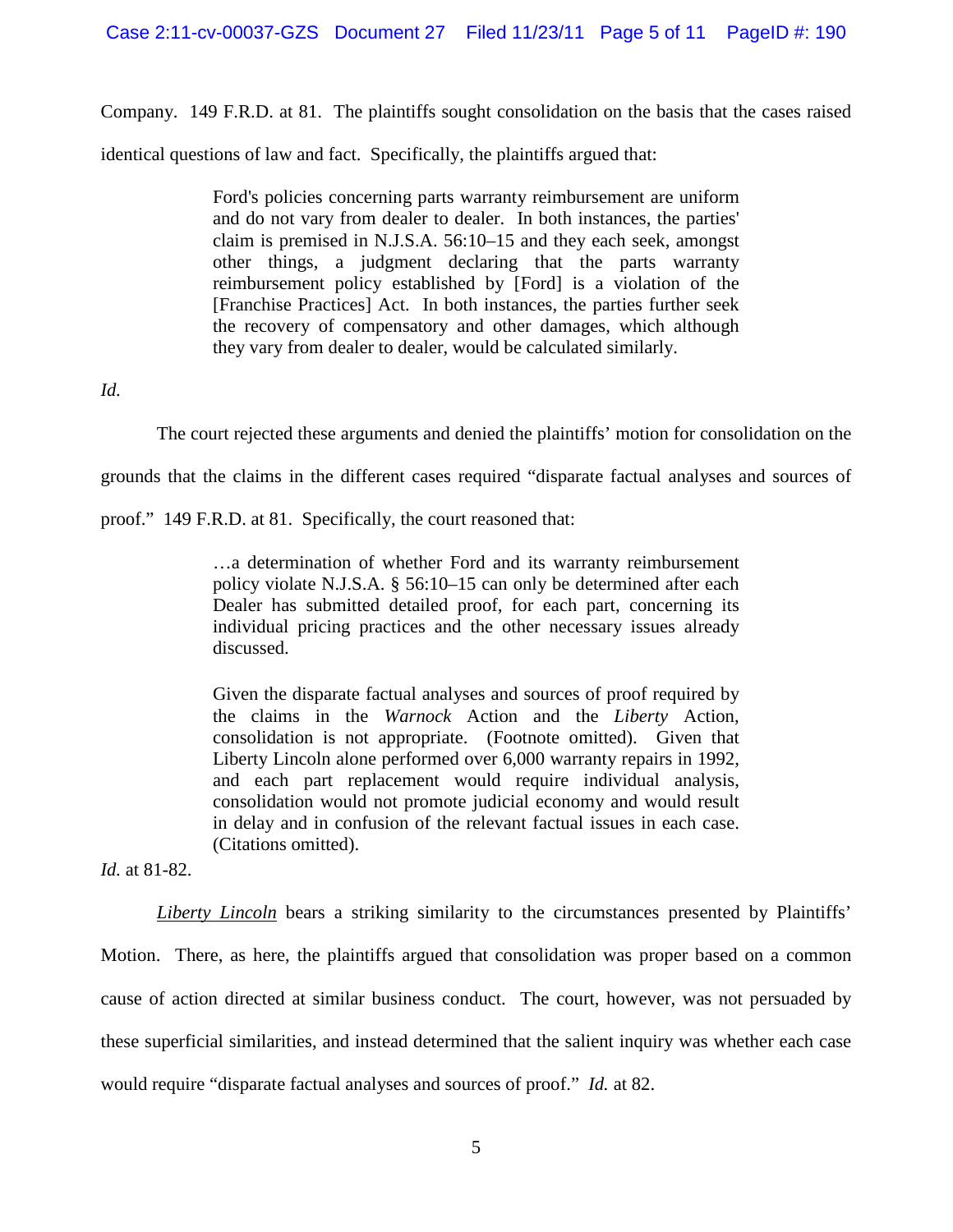Company. 149 F.R.D. at 81. The plaintiffs sought consolidation on the basis that the cases raised identical questions of law and fact. Specifically, the plaintiffs argued that:

> Ford's policies concerning parts warranty reimbursement are uniform and do not vary from dealer to dealer. In both instances, the parties' claim is premised in N.J.S.A. 56:10–15 and they each seek, amongst other things, a judgment declaring that the parts warranty reimbursement policy established by [Ford] is a violation of the [Franchise Practices] Act. In both instances, the parties further seek the recovery of compensatory and other damages, which although they vary from dealer to dealer, would be calculated similarly.

*Id.*

The court rejected these arguments and denied the plaintiffs' motion for consolidation on the grounds that the claims in the different cases required "disparate factual analyses and sources of proof." 149 F.R.D. at 81. Specifically, the court reasoned that:

> …a determination of whether Ford and its warranty reimbursement policy violate N.J.S.A. § 56:10–15 can only be determined after each Dealer has submitted detailed proof, for each part, concerning its individual pricing practices and the other necessary issues already discussed.
>
> Given the disparate factual analyses and sources of proof required by the claims in the *Warnock* Action and the *Liberty* Action, consolidation is not appropriate. (Footnote omitted). Given that Liberty Lincoln alone performed over 6,000 warranty repairs in 1992, and each part replacement would require individual analysis, consolidation would not promote judicial economy and would result in delay and in confusion of the relevant factual issues in each case. (Citations omitted).

*Id.* at 81-82.

*Liberty Lincoln* bears a striking similarity to the circumstances presented by Plaintiffs' Motion. There, as here, the plaintiffs argued that consolidation was proper based on a common cause of action directed at similar business conduct. The court, however, was not persuaded by these superficial similarities, and instead determined that the salient inquiry was whether each case would require "disparate factual analyses and sources of proof." *Id.* at 82.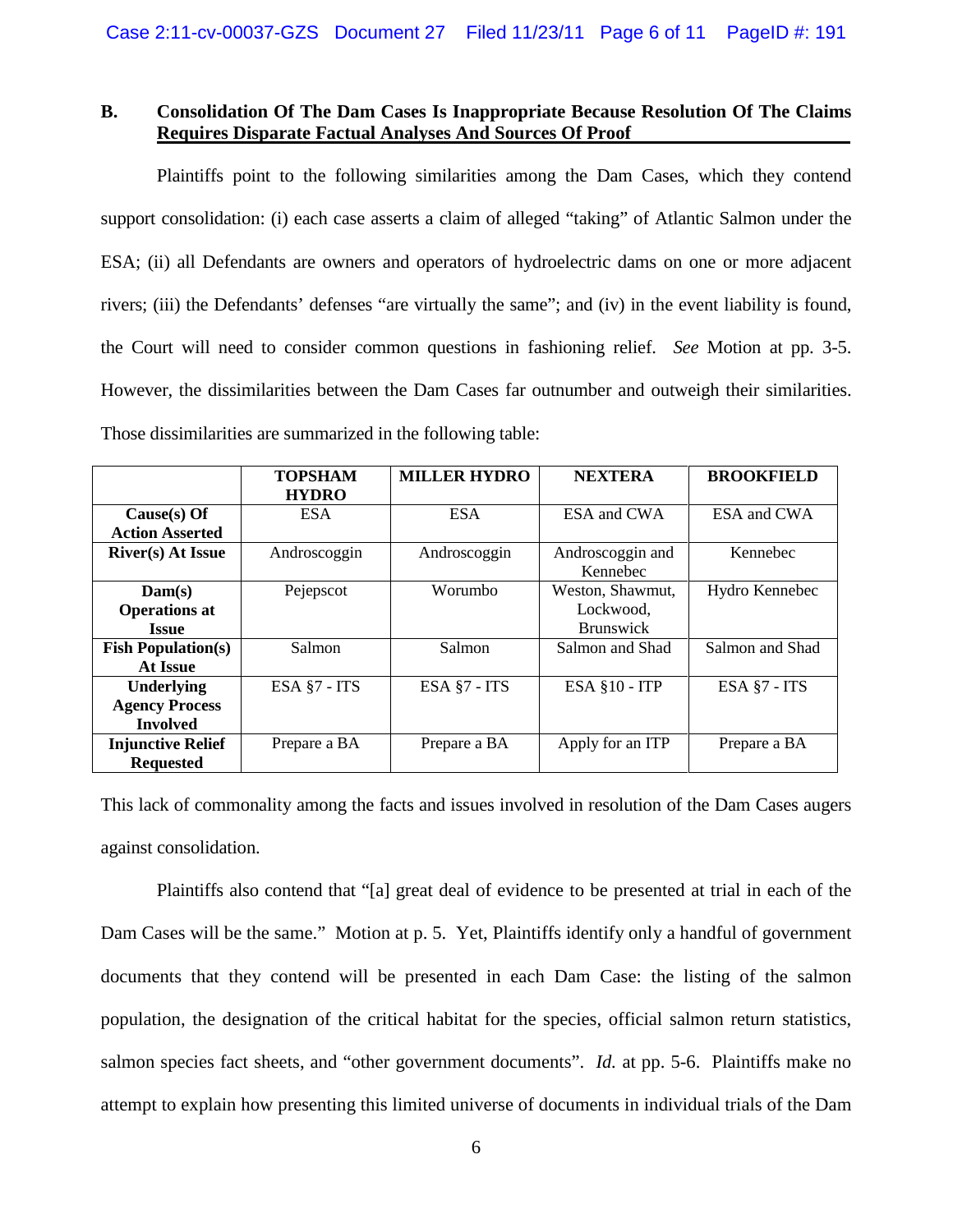### B. Consolidation Of The Dam Cases Is Inappropriate Because Resolution Of The Claims Requires Disparate Factual Analyses And Sources Of Proof

Plaintiffs point to the following similarities among the Dam Cases, which they contend support consolidation: (i) each case asserts a claim of alleged "taking" of Atlantic Salmon under the ESA; (ii) all Defendants are owners and operators of hydroelectric dams on one or more adjacent rivers; (iii) the Defendants' defenses "are virtually the same"; and (iv) in the event liability is found, the Court will need to consider common questions in fashioning relief. *See* Motion at pp. 3-5. However, the dissimilarities between the Dam Cases far outnumber and outweigh their similarities. Those dissimilarities are summarized in the following table:

| | **TOPSHAM HYDRO** | **MILLER HYDRO** | **NEXTERA** | **BROOKFIELD** |
|---|---|---|---|---|
| **Cause(s) Of Action Asserted** | ESA | ESA | ESA and CWA | ESA and CWA |
| **River(s) At Issue** | Androscoggin | Androscoggin | Androscoggin and Kennebec | Kennebec |
| **Dam(s) Operations at Issue** | Pejepscot | Worumbo | Weston, Shawmut, Lockwood, Brunswick | Hydro Kennebec |
| **Fish Population(s) At Issue** | Salmon | Salmon | Salmon and Shad | Salmon and Shad |
| **Underlying Agency Process Involved** | ESA §7 - ITS | ESA §7 - ITS | ESA §10 - ITP | ESA §7 - ITS |
| **Injunctive Relief Requested** | Prepare a BA | Prepare a BA | Apply for an ITP | Prepare a BA |

This lack of commonality among the facts and issues involved in resolution of the Dam Cases augers against consolidation.

Plaintiffs also contend that "[a] great deal of evidence to be presented at trial in each of the Dam Cases will be the same." Motion at p. 5. Yet, Plaintiffs identify only a handful of government documents that they contend will be presented in each Dam Case: the listing of the salmon population, the designation of the critical habitat for the species, official salmon return statistics, salmon species fact sheets, and "other government documents". *Id.* at pp. 5-6. Plaintiffs make no attempt to explain how presenting this limited universe of documents in individual trials of the Dam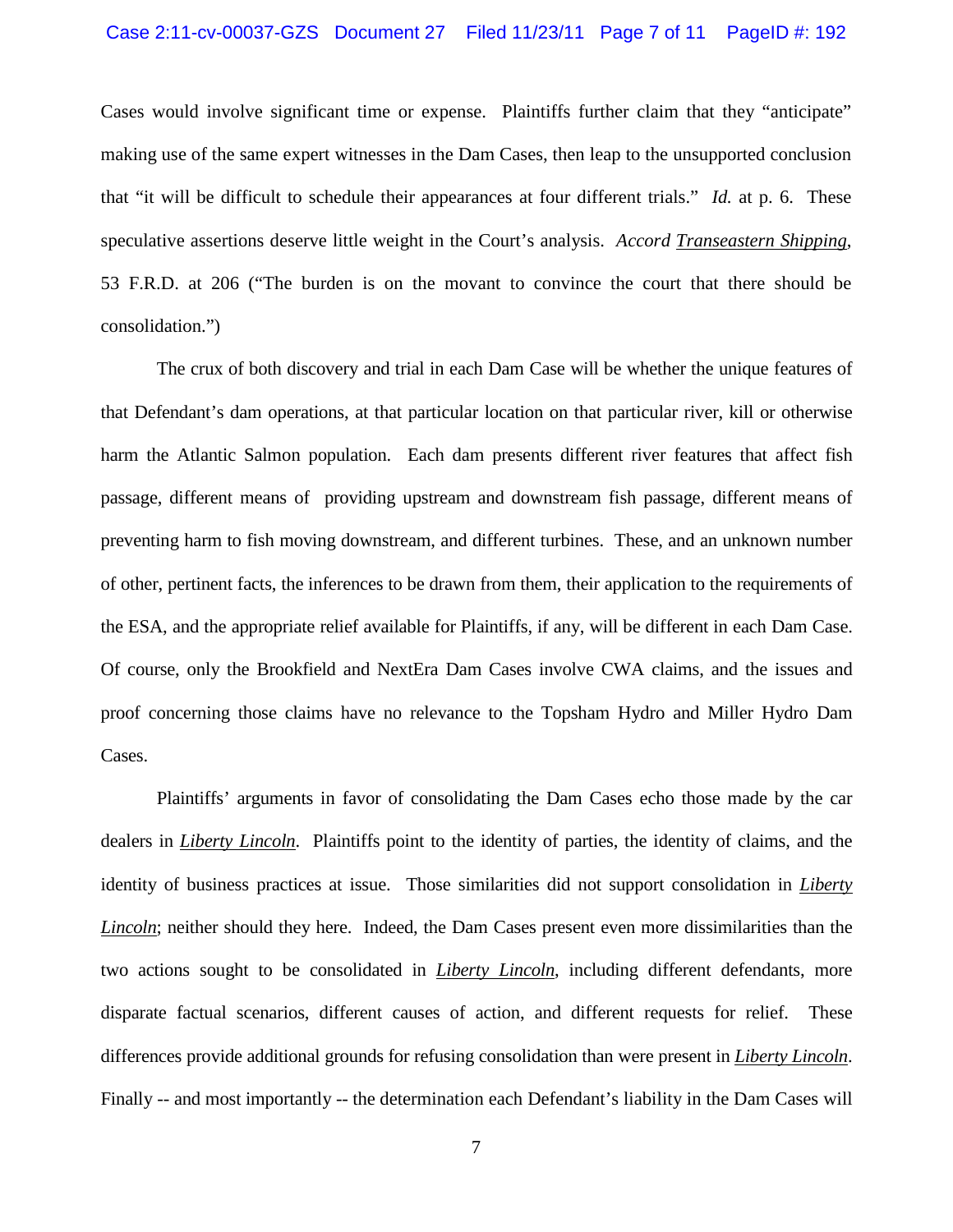Cases would involve significant time or expense. Plaintiffs further claim that they "anticipate" making use of the same expert witnesses in the Dam Cases, then leap to the unsupported conclusion that "it will be difficult to schedule their appearances at four different trials." *Id.* at p. 6. These speculative assertions deserve little weight in the Court's analysis. *Accord* *Transeastern Shipping*, 53 F.R.D. at 206 ("The burden is on the movant to convince the court that there should be consolidation.")

The crux of both discovery and trial in each Dam Case will be whether the unique features of that Defendant's dam operations, at that particular location on that particular river, kill or otherwise harm the Atlantic Salmon population. Each dam presents different river features that affect fish passage, different means of providing upstream and downstream fish passage, different means of preventing harm to fish moving downstream, and different turbines. These, and an unknown number of other, pertinent facts, the inferences to be drawn from them, their application to the requirements of the ESA, and the appropriate relief available for Plaintiffs, if any, will be different in each Dam Case. Of course, only the Brookfield and NextEra Dam Cases involve CWA claims, and the issues and proof concerning those claims have no relevance to the Topsham Hydro and Miller Hydro Dam Cases.

Plaintiffs' arguments in favor of consolidating the Dam Cases echo those made by the car dealers in ***Liberty Lincoln***. Plaintiffs point to the identity of parties, the identity of claims, and the identity of business practices at issue. Those similarities did not support consolidation in ***Liberty Lincoln***; neither should they here. Indeed, the Dam Cases present even more dissimilarities than the two actions sought to be consolidated in ***Liberty Lincoln***, including different defendants, more disparate factual scenarios, different causes of action, and different requests for relief. These differences provide additional grounds for refusing consolidation than were present in ***Liberty Lincoln***. Finally -- and most importantly -- the determination each Defendant's liability in the Dam Cases will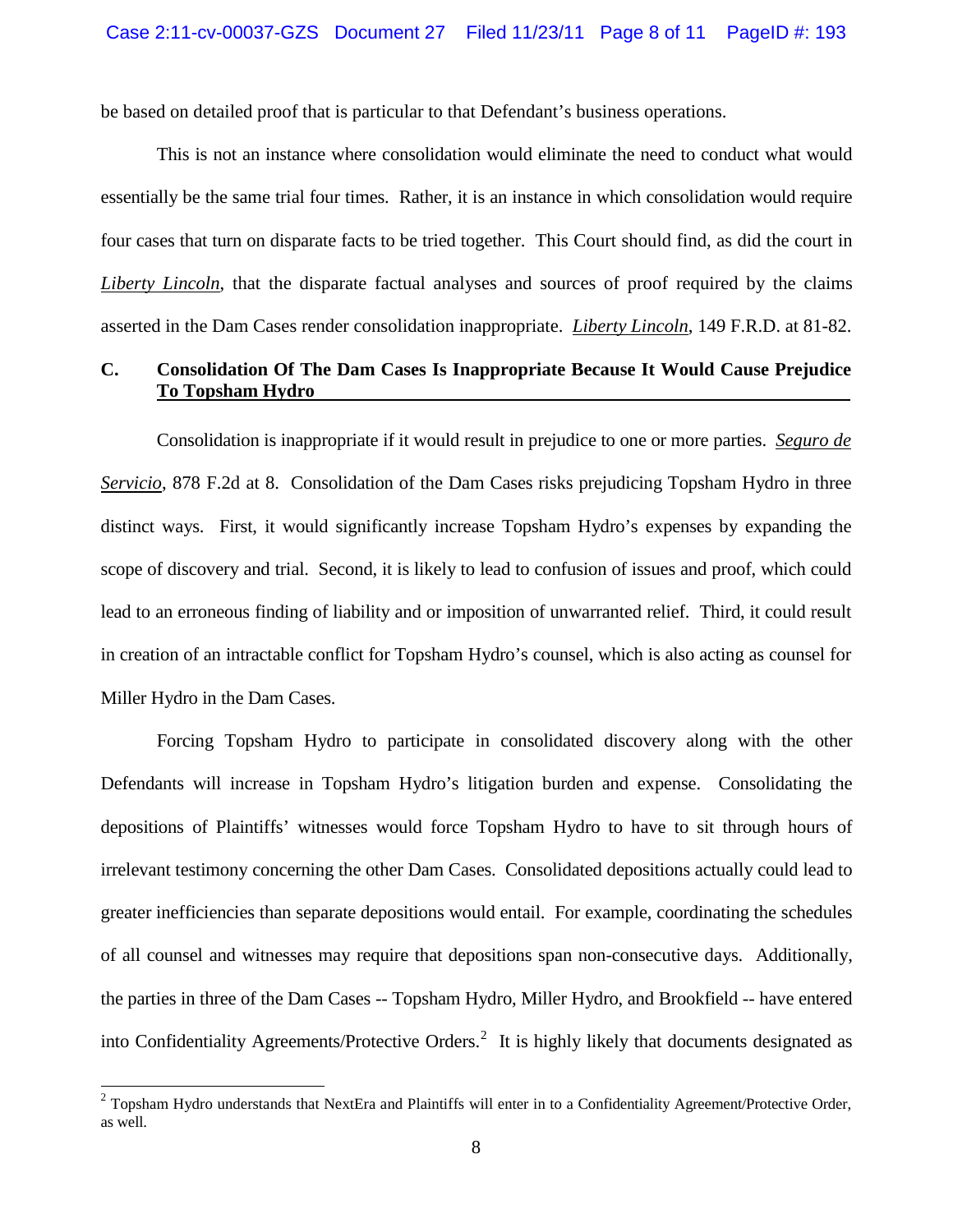be based on detailed proof that is particular to that Defendant's business operations.

This is not an instance where consolidation would eliminate the need to conduct what would essentially be the same trial four times. Rather, it is an instance in which consolidation would require four cases that turn on disparate facts to be tried together. This Court should find, as did the court in *Liberty Lincoln*, that the disparate factual analyses and sources of proof required by the claims asserted in the Dam Cases render consolidation inappropriate. *Liberty Lincoln*, 149 F.R.D. at 81-82.

**C. Consolidation Of The Dam Cases Is Inappropriate Because It Would Cause Prejudice To Topsham Hydro**

Consolidation is inappropriate if it would result in prejudice to one or more parties. *Seguro de Servicio*, 878 F.2d at 8. Consolidation of the Dam Cases risks prejudicing Topsham Hydro in three distinct ways. First, it would significantly increase Topsham Hydro's expenses by expanding the scope of discovery and trial. Second, it is likely to lead to confusion of issues and proof, which could lead to an erroneous finding of liability and or imposition of unwarranted relief. Third, it could result in creation of an intractable conflict for Topsham Hydro's counsel, which is also acting as counsel for Miller Hydro in the Dam Cases.

Forcing Topsham Hydro to participate in consolidated discovery along with the other Defendants will increase in Topsham Hydro's litigation burden and expense. Consolidating the depositions of Plaintiffs' witnesses would force Topsham Hydro to have to sit through hours of irrelevant testimony concerning the other Dam Cases. Consolidated depositions actually could lead to greater inefficiencies than separate depositions would entail. For example, coordinating the schedules of all counsel and witnesses may require that depositions span non-consecutive days. Additionally, the parties in three of the Dam Cases -- Topsham Hydro, Miller Hydro, and Brookfield -- have entered into Confidentiality Agreements/Protective Orders.[2] It is highly likely that documents designated as

[2] Topsham Hydro understands that NextEra and Plaintiffs will enter in to a Confidentiality Agreement/Protective Order, as well.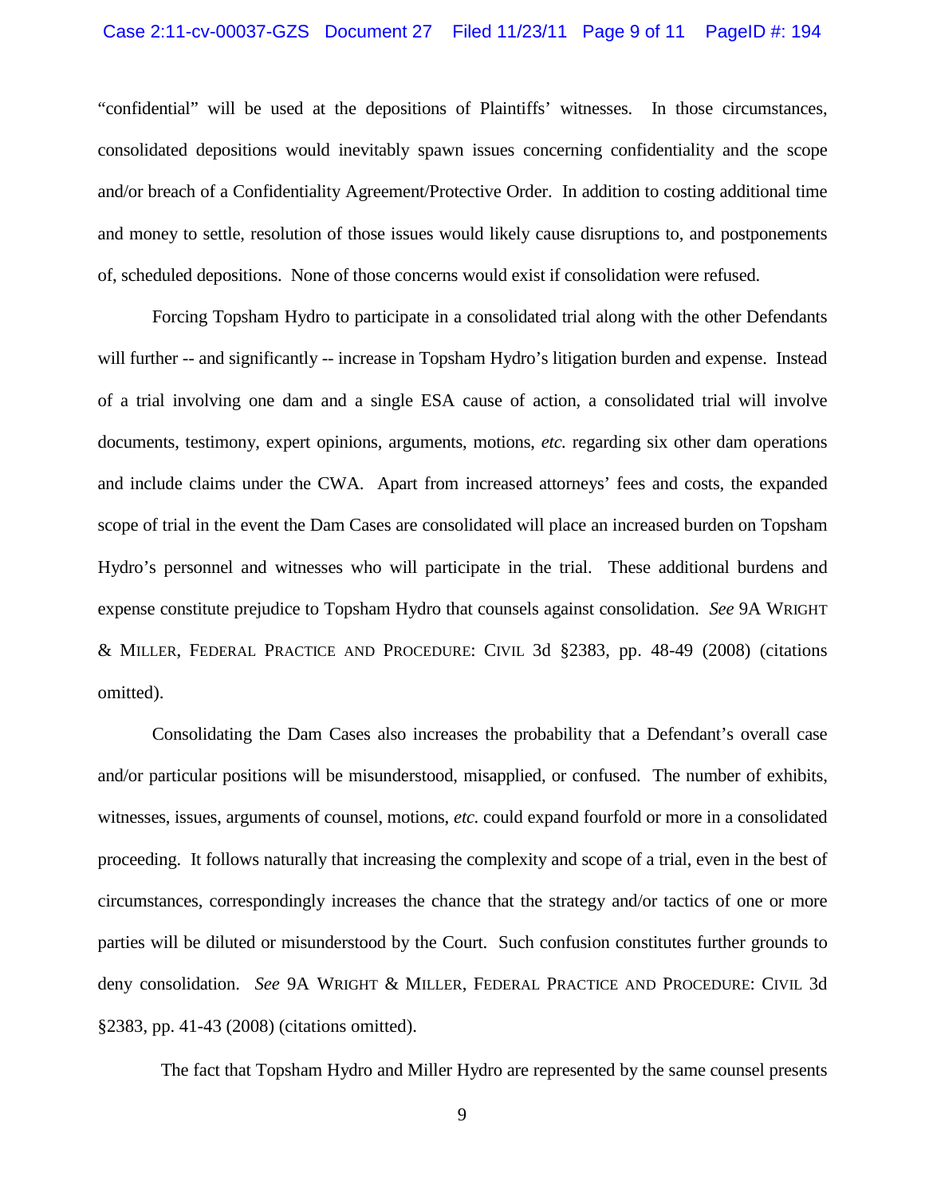"confidential" will be used at the depositions of Plaintiffs' witnesses. In those circumstances, consolidated depositions would inevitably spawn issues concerning confidentiality and the scope and/or breach of a Confidentiality Agreement/Protective Order. In addition to costing additional time and money to settle, resolution of those issues would likely cause disruptions to, and postponements of, scheduled depositions. None of those concerns would exist if consolidation were refused.

Forcing Topsham Hydro to participate in a consolidated trial along with the other Defendants will further -- and significantly -- increase in Topsham Hydro's litigation burden and expense. Instead of a trial involving one dam and a single ESA cause of action, a consolidated trial will involve documents, testimony, expert opinions, arguments, motions, *etc.* regarding six other dam operations and include claims under the CWA. Apart from increased attorneys' fees and costs, the expanded scope of trial in the event the Dam Cases are consolidated will place an increased burden on Topsham Hydro's personnel and witnesses who will participate in the trial. These additional burdens and expense constitute prejudice to Topsham Hydro that counsels against consolidation. *See* 9A WRIGHT & MILLER, FEDERAL PRACTICE AND PROCEDURE: CIVIL 3d §2383, pp. 48-49 (2008) (citations omitted).

Consolidating the Dam Cases also increases the probability that a Defendant's overall case and/or particular positions will be misunderstood, misapplied, or confused. The number of exhibits, witnesses, issues, arguments of counsel, motions, *etc.* could expand fourfold or more in a consolidated proceeding. It follows naturally that increasing the complexity and scope of a trial, even in the best of circumstances, correspondingly increases the chance that the strategy and/or tactics of one or more parties will be diluted or misunderstood by the Court. Such confusion constitutes further grounds to deny consolidation. *See* 9A WRIGHT & MILLER, FEDERAL PRACTICE AND PROCEDURE: CIVIL 3d §2383, pp. 41-43 (2008) (citations omitted).

The fact that Topsham Hydro and Miller Hydro are represented by the same counsel presents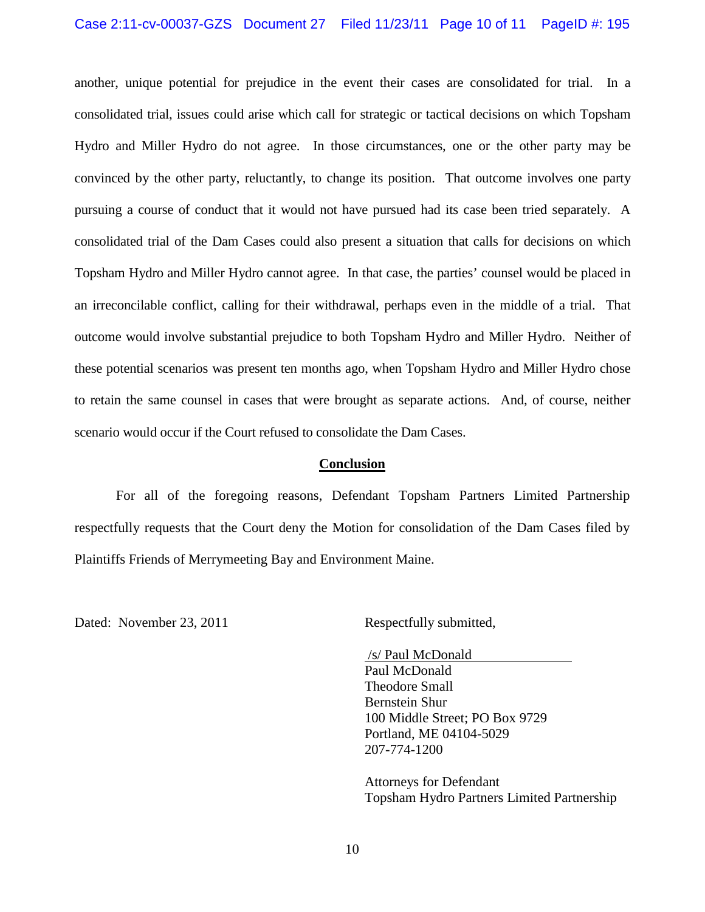another, unique potential for prejudice in the event their cases are consolidated for trial. In a consolidated trial, issues could arise which call for strategic or tactical decisions on which Topsham Hydro and Miller Hydro do not agree. In those circumstances, one or the other party may be convinced by the other party, reluctantly, to change its position. That outcome involves one party pursuing a course of conduct that it would not have pursued had its case been tried separately. A consolidated trial of the Dam Cases could also present a situation that calls for decisions on which Topsham Hydro and Miller Hydro cannot agree. In that case, the parties' counsel would be placed in an irreconcilable conflict, calling for their withdrawal, perhaps even in the middle of a trial. That outcome would involve substantial prejudice to both Topsham Hydro and Miller Hydro. Neither of these potential scenarios was present ten months ago, when Topsham Hydro and Miller Hydro chose to retain the same counsel in cases that were brought as separate actions. And, of course, neither scenario would occur if the Court refused to consolidate the Dam Cases.

## **Conclusion**

For all of the foregoing reasons, Defendant Topsham Partners Limited Partnership respectfully requests that the Court deny the Motion for consolidation of the Dam Cases filed by Plaintiffs Friends of Merrymeeting Bay and Environment Maine.

Dated: November 23, 2011

Respectfully submitted,

/s/ Paul McDonald
Paul McDonald
Theodore Small
Bernstein Shur
100 Middle Street; PO Box 9729
Portland, ME 04104-5029
207-774-1200

Attorneys for Defendant
Topsham Hydro Partners Limited Partnership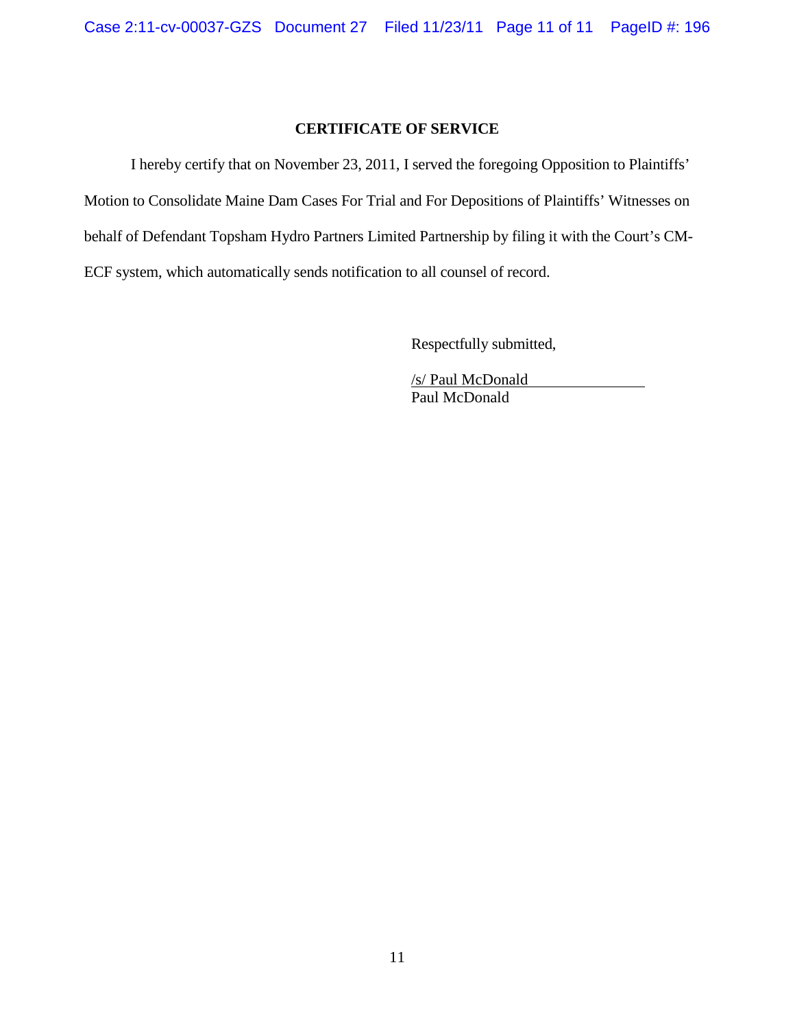**CERTIFICATE OF SERVICE**

I hereby certify that on November 23, 2011, I served the foregoing Opposition to Plaintiffs' Motion to Consolidate Maine Dam Cases For Trial and For Depositions of Plaintiffs' Witnesses on behalf of Defendant Topsham Hydro Partners Limited Partnership by filing it with the Court's CM-ECF system, which automatically sends notification to all counsel of record.

Respectfully submitted,

/s/ Paul McDonald
Paul McDonald